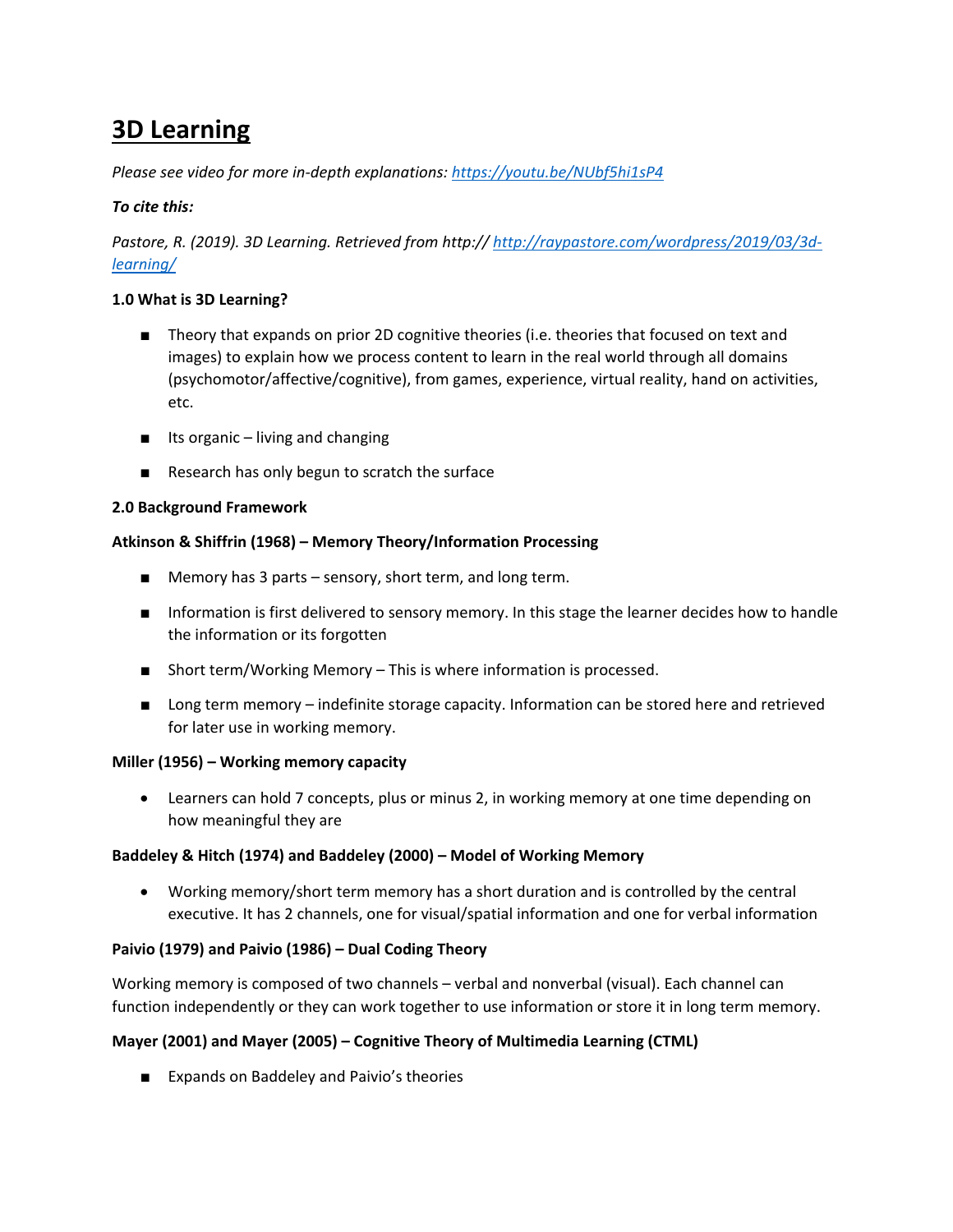# 3D Learning

*Please see video for more in-depth explanations: [https://youtu.be/NUbf5hi1sP4](https://youtu.be/NUbf5hi1sP4)*

***To cite this:***

*Pastore, R. (2019). 3D Learning. Retrieved from http:// [http://raypastore.com/wordpress/2019/03/3d-learning/](http://raypastore.com/wordpress/2019/03/3d-learning/)*

**1.0 What is 3D Learning?**

- Theory that expands on prior 2D cognitive theories (i.e. theories that focused on text and images) to explain how we process content to learn in the real world through all domains (psychomotor/affective/cognitive), from games, experience, virtual reality, hand on activities, etc.
- Its organic – living and changing
- Research has only begun to scratch the surface

**2.0 Background Framework**

**Atkinson & Shiffrin (1968) – Memory Theory/Information Processing**

- Memory has 3 parts – sensory, short term, and long term.
- Information is first delivered to sensory memory. In this stage the learner decides how to handle the information or its forgotten
- Short term/Working Memory – This is where information is processed.
- Long term memory – indefinite storage capacity. Information can be stored here and retrieved for later use in working memory.

**Miller (1956) – Working memory capacity**

- Learners can hold 7 concepts, plus or minus 2, in working memory at one time depending on how meaningful they are

**Baddeley & Hitch (1974) and Baddeley (2000) – Model of Working Memory**

- Working memory/short term memory has a short duration and is controlled by the central executive. It has 2 channels, one for visual/spatial information and one for verbal information

**Paivio (1979) and Paivio (1986) – Dual Coding Theory**

Working memory is composed of two channels – verbal and nonverbal (visual). Each channel can function independently or they can work together to use information or store it in long term memory.

**Mayer (2001) and Mayer (2005) – Cognitive Theory of Multimedia Learning (CTML)**

- Expands on Baddeley and Paivio's theories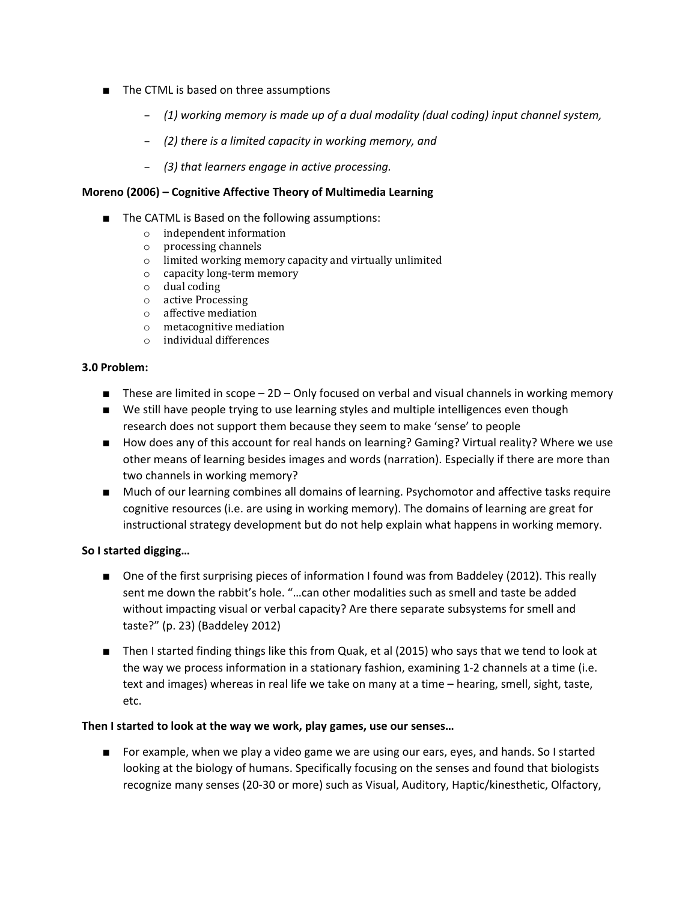- The CTML is based on three assumptions
  - *(1) working memory is made up of a dual modality (dual coding) input channel system,*
  - *(2) there is a limited capacity in working memory, and*
  - *(3) that learners engage in active processing.*

**Moreno (2006) – Cognitive Affective Theory of Multimedia Learning**

- The CATML is Based on the following assumptions:
  - independent information
  - processing channels
  - limited working memory capacity and virtually unlimited
  - capacity long-term memory
  - dual coding
  - active Processing
  - affective mediation
  - metacognitive mediation
  - individual differences

**3.0 Problem:**

- These are limited in scope – 2D – Only focused on verbal and visual channels in working memory
- We still have people trying to use learning styles and multiple intelligences even though research does not support them because they seem to make 'sense' to people
- How does any of this account for real hands on learning? Gaming? Virtual reality? Where we use other means of learning besides images and words (narration). Especially if there are more than two channels in working memory?
- Much of our learning combines all domains of learning. Psychomotor and affective tasks require cognitive resources (i.e. are using in working memory). The domains of learning are great for instructional strategy development but do not help explain what happens in working memory.

**So I started digging…**

- One of the first surprising pieces of information I found was from Baddeley (2012). This really sent me down the rabbit's hole. "…can other modalities such as smell and taste be added without impacting visual or verbal capacity? Are there separate subsystems for smell and taste?" (p. 23) (Baddeley 2012)

- Then I started finding things like this from Quak, et al (2015) who says that we tend to look at the way we process information in a stationary fashion, examining 1-2 channels at a time (i.e. text and images) whereas in real life we take on many at a time – hearing, smell, sight, taste, etc.

**Then I started to look at the way we work, play games, use our senses…**

- For example, when we play a video game we are using our ears, eyes, and hands. So I started looking at the biology of humans. Specifically focusing on the senses and found that biologists recognize many senses (20-30 or more) such as Visual, Auditory, Haptic/kinesthetic, Olfactory,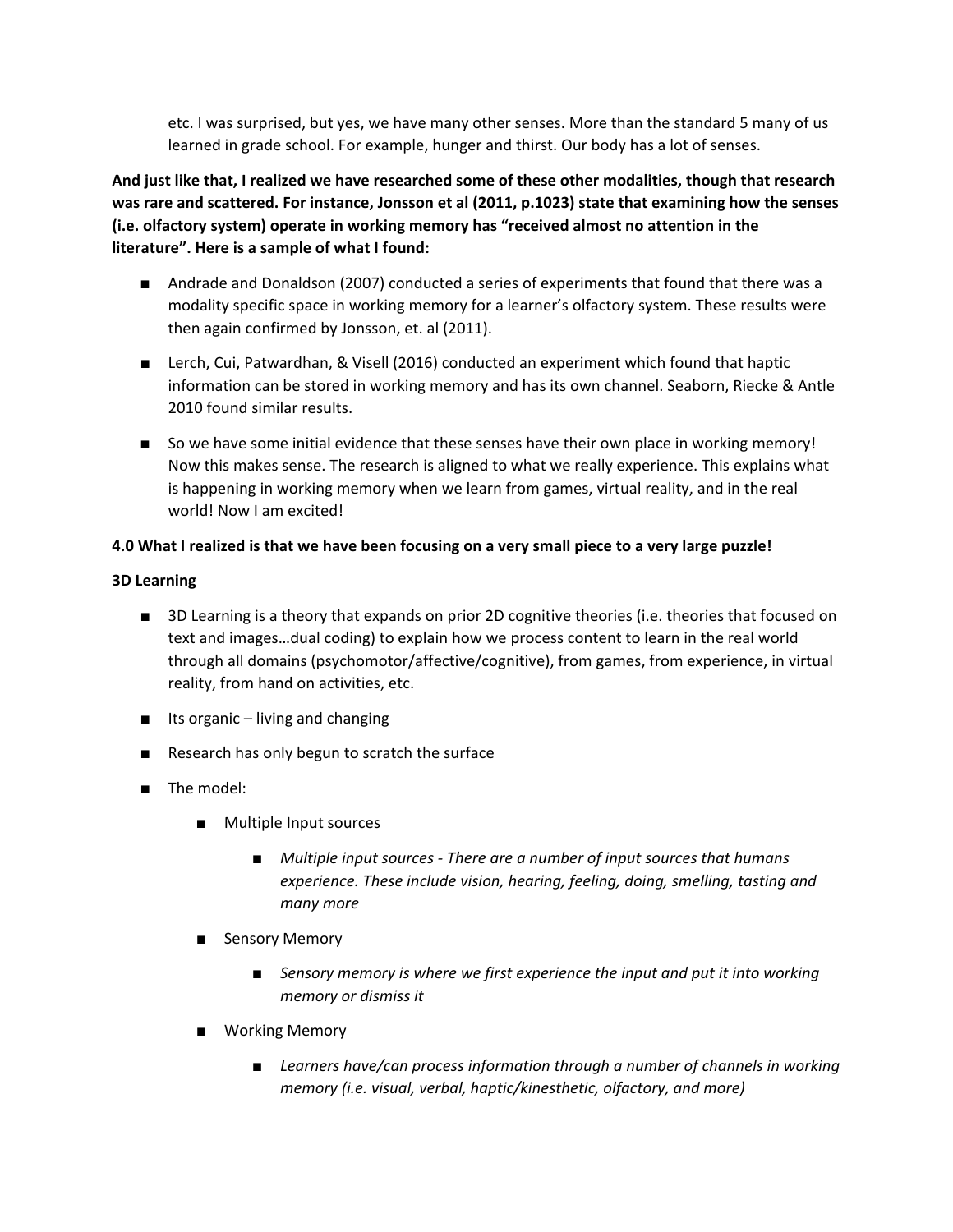etc. I was surprised, but yes, we have many other senses. More than the standard 5 many of us learned in grade school. For example, hunger and thirst. Our body has a lot of senses.

**And just like that, I realized we have researched some of these other modalities, though that research was rare and scattered. For instance, Jonsson et al (2011, p.1023) state that examining how the senses (i.e. olfactory system) operate in working memory has "received almost no attention in the literature". Here is a sample of what I found:**

- Andrade and Donaldson (2007) conducted a series of experiments that found that there was a modality specific space in working memory for a learner's olfactory system. These results were then again confirmed by Jonsson, et. al (2011).
- Lerch, Cui, Patwardhan, & Visell (2016) conducted an experiment which found that haptic information can be stored in working memory and has its own channel. Seaborn, Riecke & Antle 2010 found similar results.
- So we have some initial evidence that these senses have their own place in working memory! Now this makes sense. The research is aligned to what we really experience. This explains what is happening in working memory when we learn from games, virtual reality, and in the real world! Now I am excited!

**4.0 What I realized is that we have been focusing on a very small piece to a very large puzzle!**

**3D Learning**

- 3D Learning is a theory that expands on prior 2D cognitive theories (i.e. theories that focused on text and images…dual coding) to explain how we process content to learn in the real world through all domains (psychomotor/affective/cognitive), from games, from experience, in virtual reality, from hand on activities, etc.
- Its organic – living and changing
- Research has only begun to scratch the surface
- The model:
  - Multiple Input sources
    - *Multiple input sources - There are a number of input sources that humans experience. These include vision, hearing, feeling, doing, smelling, tasting and many more*
  - Sensory Memory
    - *Sensory memory is where we first experience the input and put it into working memory or dismiss it*
  - Working Memory
    - *Learners have/can process information through a number of channels in working memory (i.e. visual, verbal, haptic/kinesthetic, olfactory, and more)*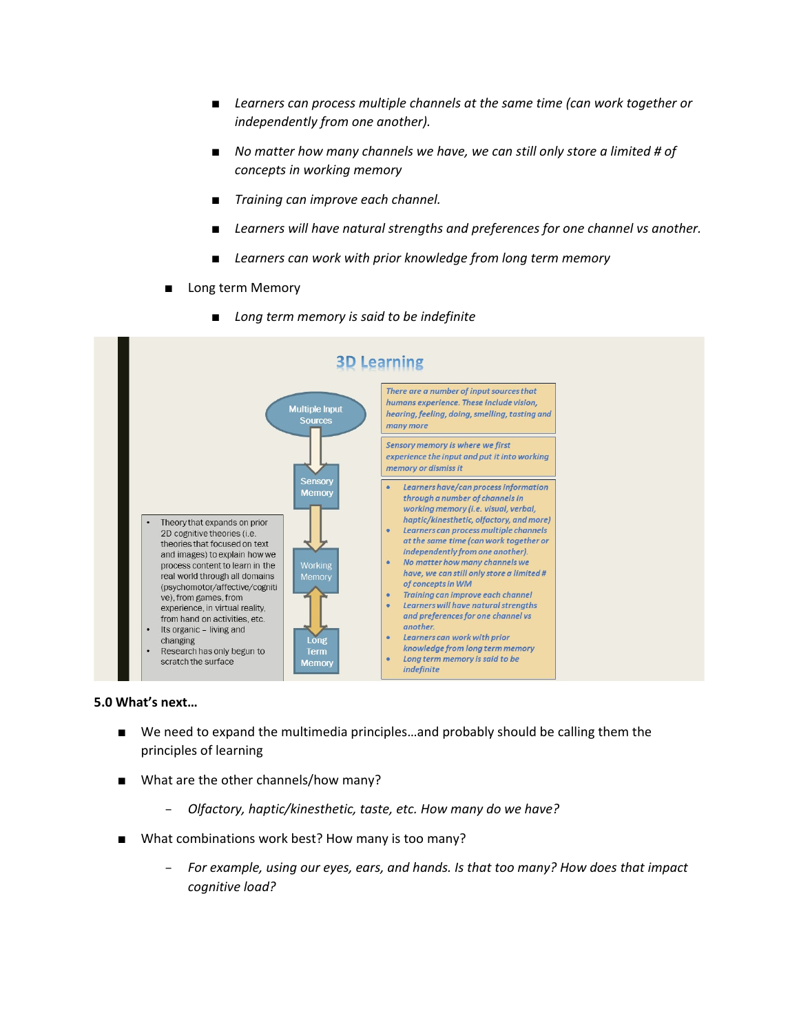- *Learners can process multiple channels at the same time (can work together or independently from one another).*
    - *No matter how many channels we have, we can still only store a limited # of concepts in working memory*
    - *Training can improve each channel.*
    - *Learners will have natural strengths and preferences for one channel vs another.*
    - *Learners can work with prior knowledge from long term memory*
  - Long term Memory
    - *Long term memory is said to be indefinite*

**3D Learning**

Multiple Input Sources → Sensory Memory → Working Memory ↔ Long Term Memory

*There are a number of input sources that humans experience. These include vision, hearing, feeling, doing, smelling, tasting and many more*

*Sensory memory is where we first experience the input and put it into working memory or dismiss it*

- *Learners have/can process information through a number of channels in working memory (i.e. visual, verbal, haptic/kinesthetic, olfactory, and more)*
- *Learners can process multiple channels at the same time (can work together or independently from one another).*
- *No matter how many channels we have, we can still only store a limited # of concepts in WM*
- *Training can improve each channel*
- *Learners will have natural strengths and preferences for one channel vs another.*
- *Learners can work with prior knowledge from long term memory*
- *Long term memory is said to be indefinite*

- Theory that expands on prior 2D cognitive theories (i.e. theories that focused on text and images) to explain how we process content to learn in the real world through all domains (psychomotor/affective/cognitive), from games, from experience, in virtual reality, from hand on activities, etc.
- Its organic – living and changing
- Research has only begun to scratch the surface

**5.0 What's next…**

- We need to expand the multimedia principles…and probably should be calling them the principles of learning
- What are the other channels/how many?
  - *Olfactory, haptic/kinesthetic, taste, etc. How many do we have?*
- What combinations work best? How many is too many?
  - *For example, using our eyes, ears, and hands. Is that too many? How does that impact cognitive load?*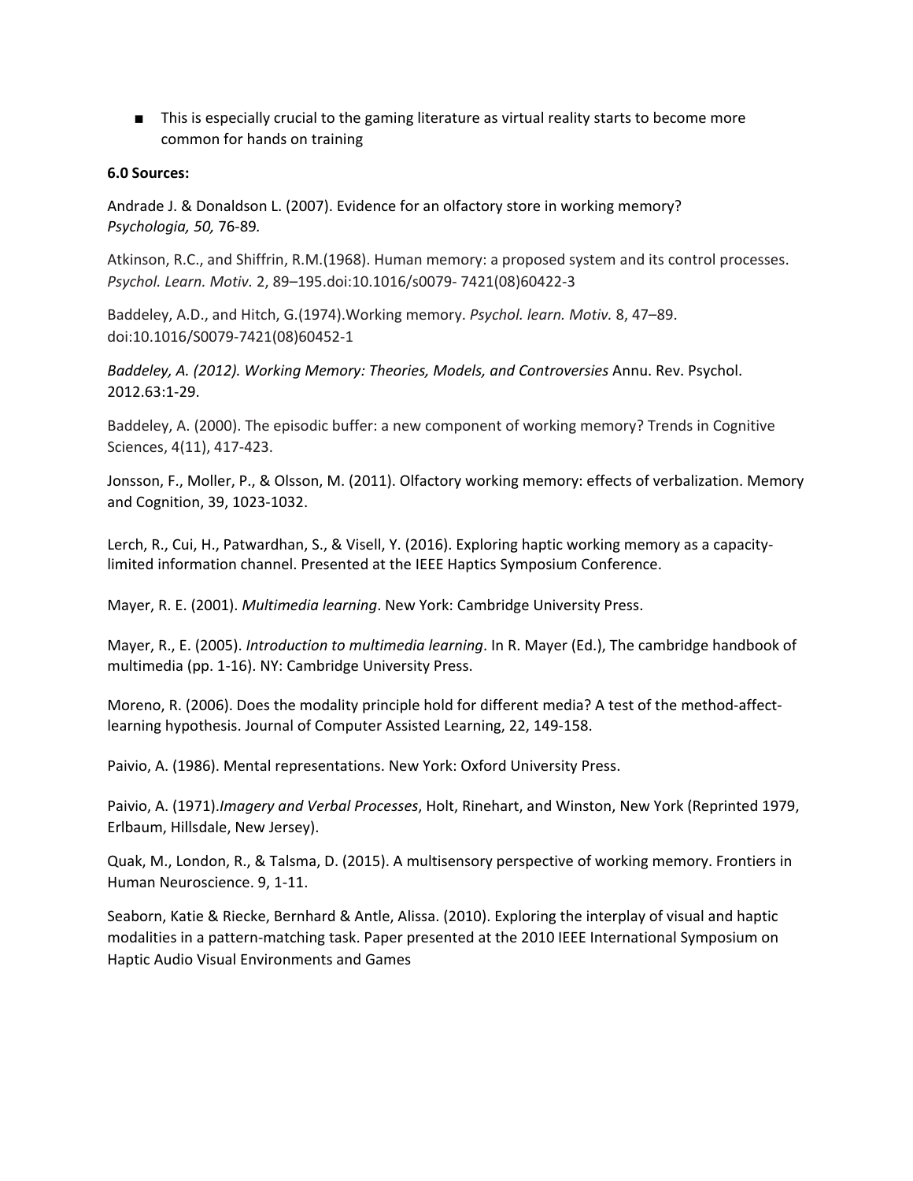- This is especially crucial to the gaming literature as virtual reality starts to become more common for hands on training

**6.0 Sources:**

Andrade J. & Donaldson L. (2007). Evidence for an olfactory store in working memory? *Psychologia, 50,* 76-89*.*

Atkinson, R.C., and Shiffrin, R.M.(1968). Human memory: a proposed system and its control processes. *Psychol. Learn. Motiv.* 2, 89–195.doi:10.1016/s0079- 7421(08)60422-3

Baddeley, A.D., and Hitch, G.(1974).Working memory. *Psychol. learn. Motiv.* 8, 47–89. doi:10.1016/S0079-7421(08)60452-1

*Baddeley, A. (2012). Working Memory: Theories, Models, and Controversies* Annu. Rev. Psychol. 2012.63:1-29.

Baddeley, A. (2000). The episodic buffer: a new component of working memory? Trends in Cognitive Sciences, 4(11), 417-423.

Jonsson, F., Moller, P., & Olsson, M. (2011). Olfactory working memory: effects of verbalization. Memory and Cognition, 39, 1023-1032.

Lerch, R., Cui, H., Patwardhan, S., & Visell, Y. (2016). Exploring haptic working memory as a capacity-limited information channel. Presented at the IEEE Haptics Symposium Conference.

Mayer, R. E. (2001). *Multimedia learning*. New York: Cambridge University Press.

Mayer, R., E. (2005). *Introduction to multimedia learning*. In R. Mayer (Ed.), The cambridge handbook of multimedia (pp. 1-16). NY: Cambridge University Press.

Moreno, R. (2006). Does the modality principle hold for different media? A test of the method-affect-learning hypothesis. Journal of Computer Assisted Learning, 22, 149-158.

Paivio, A. (1986). Mental representations. New York: Oxford University Press.

Paivio, A. (1971).*Imagery and Verbal Processes*, Holt, Rinehart, and Winston, New York (Reprinted 1979, Erlbaum, Hillsdale, New Jersey).

Quak, M., London, R., & Talsma, D. (2015). A multisensory perspective of working memory. Frontiers in Human Neuroscience. 9, 1-11.

Seaborn, Katie & Riecke, Bernhard & Antle, Alissa. (2010). Exploring the interplay of visual and haptic modalities in a pattern-matching task. Paper presented at the 2010 IEEE International Symposium on Haptic Audio Visual Environments and Games